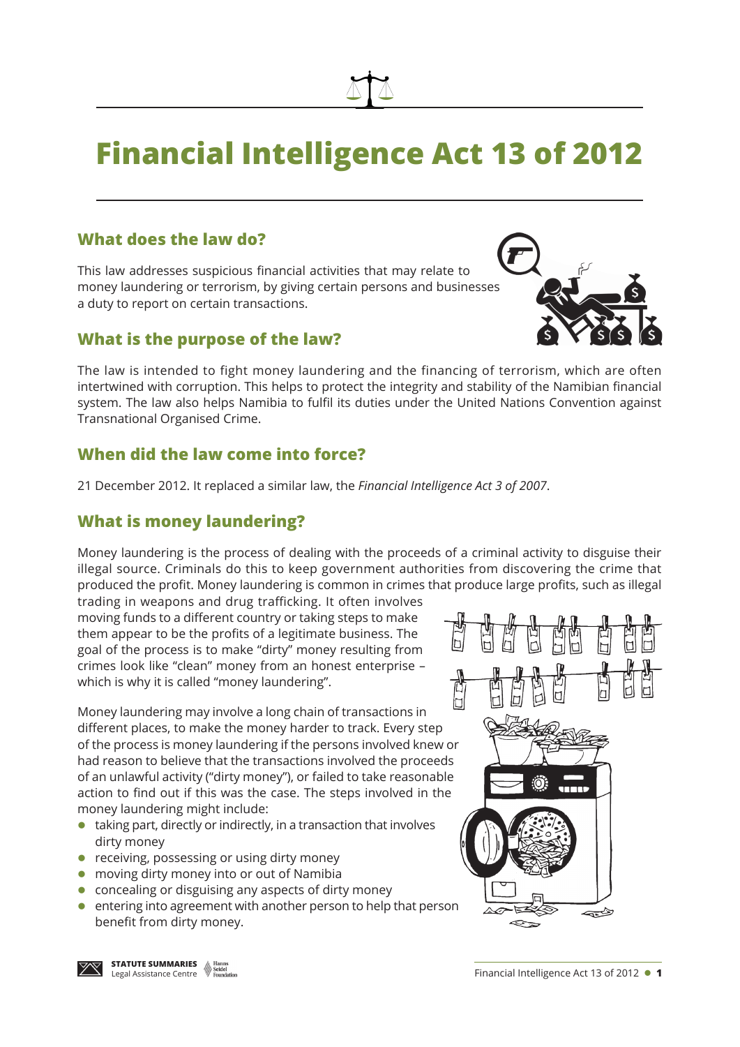# Financial Intelligence Act 13 of 2012

## What does the law do?

This law addresses suspicious financial activities that may relate to money laundering or terrorism, by giving certain persons and businesses a duty to report on certain transactions.

## What is the purpose of the law?

The law is intended to fight money laundering and the financing of terrorism, which are often intertwined with corruption. This helps to protect the integrity and stability of the Namibian financial system. The law also helps Namibia to fulfil its duties under the United Nations Convention against Transnational Organised Crime.

## When did the law come into force?

21 December 2012. It replaced a similar law, the *Financial Intelligence Act 3 of 2007*.

## What is money laundering?

Money laundering is the process of dealing with the proceeds of a criminal activity to disguise their illegal source. Criminals do this to keep government authorities from discovering the crime that produced the profit. Money laundering is common in crimes that produce large profits, such as illegal trading in weapons and drug trafficking. It often involves moving funds to a different country or taking steps to make them appear to be the profits of a legitimate business. The goal of the process is to make "dirty" money resulting from crimes look like "clean" money from an honest enterprise – which is why it is called "money laundering".

Money laundering may involve a long chain of transactions in different places, to make the money harder to track. Every step of the process is money laundering if the persons involved knew or had reason to believe that the transactions involved the proceeds of an unlawful activity ("dirty money"), or failed to take reasonable action to find out if this was the case. The steps involved in the money laundering might include:

- taking part, directly or indirectly, in a transaction that involves dirty money
- receiving, possessing or using dirty money
- moving dirty money into or out of Namibia
- concealing or disguising any aspects of dirty money
- entering into agreement with another person to help that person benefit from dirty money.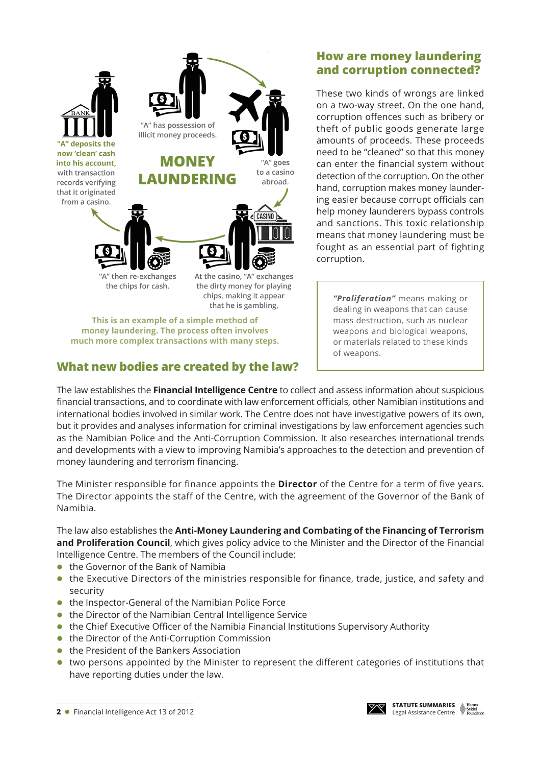"A" has possession of illicit money proceeds.

## MONEY LAUNDERING

"A" goes to a casino abroad.

At the casino, "A" exchanges the dirty money for playing chips, making it appear that he is gambling,

"A" then re-exchanges the chips for cash.

**"A" deposits the now 'clean' cash into his account,** with transaction records verifying that it originated from a casino.

**This is an example of a simple method of money laundering. The process often involves much more complex transactions with many steps.**

## How are money laundering and corruption connected?

These two kinds of wrongs are linked on a two-way street. On the one hand, corruption offences such as bribery or theft of public goods generate large amounts of proceeds. These proceeds need to be "cleaned" so that this money can enter the financial system without detection of the corruption. On the other hand, corruption makes money laundering easier because corrupt officials can help money launderers bypass controls and sanctions. This toxic relationship means that money laundering must be fought as an essential part of fighting corruption.

> ***"Proliferation"*** means making or dealing in weapons that can cause mass destruction, such as nuclear weapons and biological weapons, or materials related to these kinds of weapons.

## What new bodies are created by the law?

The law establishes the **Financial Intelligence Centre** to collect and assess information about suspicious financial transactions, and to coordinate with law enforcement officials, other Namibian institutions and international bodies involved in similar work. The Centre does not have investigative powers of its own, but it provides and analyses information for criminal investigations by law enforcement agencies such as the Namibian Police and the Anti-Corruption Commission. It also researches international trends and developments with a view to improving Namibia's approaches to the detection and prevention of money laundering and terrorism financing.

The Minister responsible for finance appoints the **Director** of the Centre for a term of five years. The Director appoints the staff of the Centre, with the agreement of the Governor of the Bank of Namibia.

The law also establishes the **Anti-Money Laundering and Combating of the Financing of Terrorism and Proliferation Council**, which gives policy advice to the Minister and the Director of the Financial Intelligence Centre. The members of the Council include:

- the Governor of the Bank of Namibia
- the Executive Directors of the ministries responsible for finance, trade, justice, and safety and security
- the Inspector-General of the Namibian Police Force
- the Director of the Namibian Central Intelligence Service
- the Chief Executive Officer of the Namibia Financial Institutions Supervisory Authority
- the Director of the Anti-Corruption Commission
- the President of the Bankers Association
- two persons appointed by the Minister to represent the different categories of institutions that have reporting duties under the law.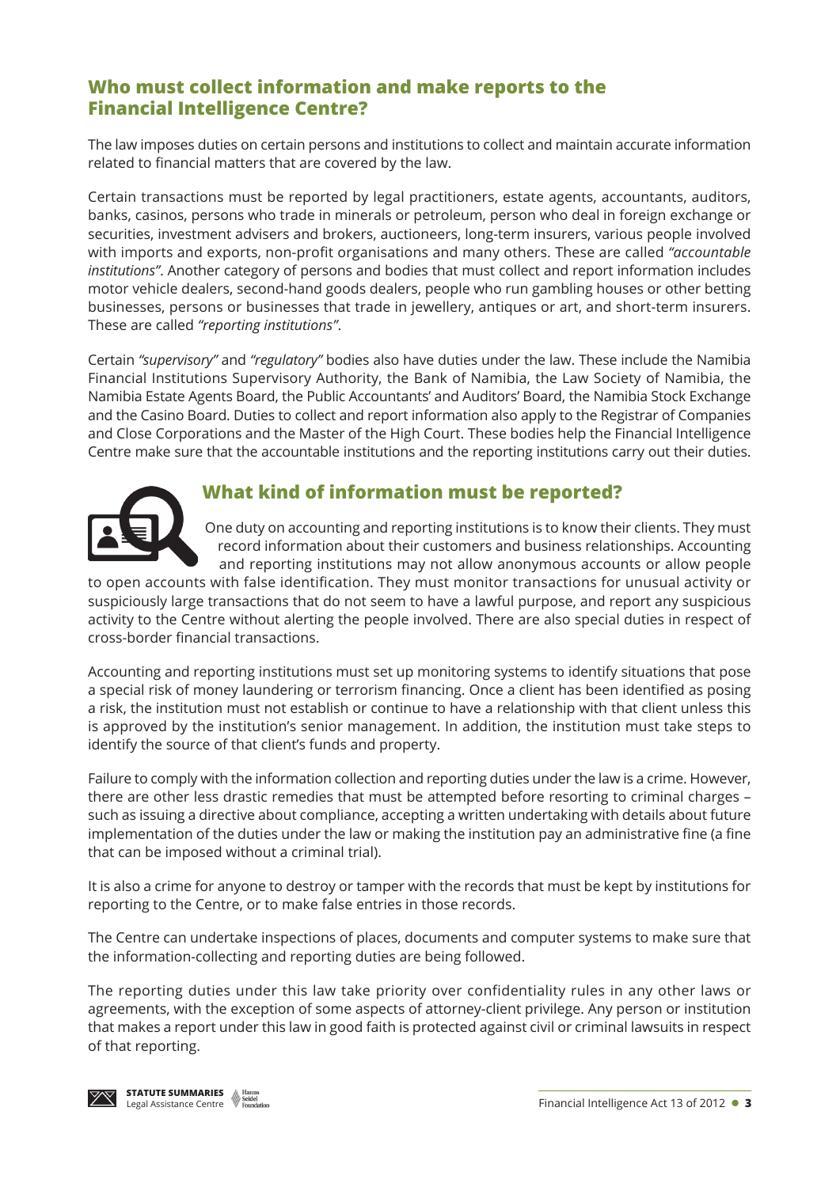## Who must collect information and make reports to the Financial Intelligence Centre?

The law imposes duties on certain persons and institutions to collect and maintain accurate information related to financial matters that are covered by the law.

Certain transactions must be reported by legal practitioners, estate agents, accountants, auditors, banks, casinos, persons who trade in minerals or petroleum, person who deal in foreign exchange or securities, investment advisers and brokers, auctioneers, long-term insurers, various people involved with imports and exports, non-profit organisations and many others. These are called *"accountable institutions"*. Another category of persons and bodies that must collect and report information includes motor vehicle dealers, second-hand goods dealers, people who run gambling houses or other betting businesses, persons or businesses that trade in jewellery, antiques or art, and short-term insurers. These are called *"reporting institutions"*.

Certain *"supervisory"* and *"regulatory"* bodies also have duties under the law. These include the Namibia Financial Institutions Supervisory Authority, the Bank of Namibia, the Law Society of Namibia, the Namibia Estate Agents Board, the Public Accountants' and Auditors' Board, the Namibia Stock Exchange and the Casino Board. Duties to collect and report information also apply to the Registrar of Companies and Close Corporations and the Master of the High Court. These bodies help the Financial Intelligence Centre make sure that the accountable institutions and the reporting institutions carry out their duties.

## What kind of information must be reported?

One duty on accounting and reporting institutions is to know their clients. They must record information about their customers and business relationships. Accounting and reporting institutions may not allow anonymous accounts or allow people to open accounts with false identification. They must monitor transactions for unusual activity or suspiciously large transactions that do not seem to have a lawful purpose, and report any suspicious activity to the Centre without alerting the people involved. There are also special duties in respect of cross-border financial transactions.

Accounting and reporting institutions must set up monitoring systems to identify situations that pose a special risk of money laundering or terrorism financing. Once a client has been identified as posing a risk, the institution must not establish or continue to have a relationship with that client unless this is approved by the institution's senior management. In addition, the institution must take steps to identify the source of that client's funds and property.

Failure to comply with the information collection and reporting duties under the law is a crime. However, there are other less drastic remedies that must be attempted before resorting to criminal charges – such as issuing a directive about compliance, accepting a written undertaking with details about future implementation of the duties under the law or making the institution pay an administrative fine (a fine that can be imposed without a criminal trial).

It is also a crime for anyone to destroy or tamper with the records that must be kept by institutions for reporting to the Centre, or to make false entries in those records.

The Centre can undertake inspections of places, documents and computer systems to make sure that the information-collecting and reporting duties are being followed.

The reporting duties under this law take priority over confidentiality rules in any other laws or agreements, with the exception of some aspects of attorney-client privilege. Any person or institution that makes a report under this law in good faith is protected against civil or criminal lawsuits in respect of that reporting.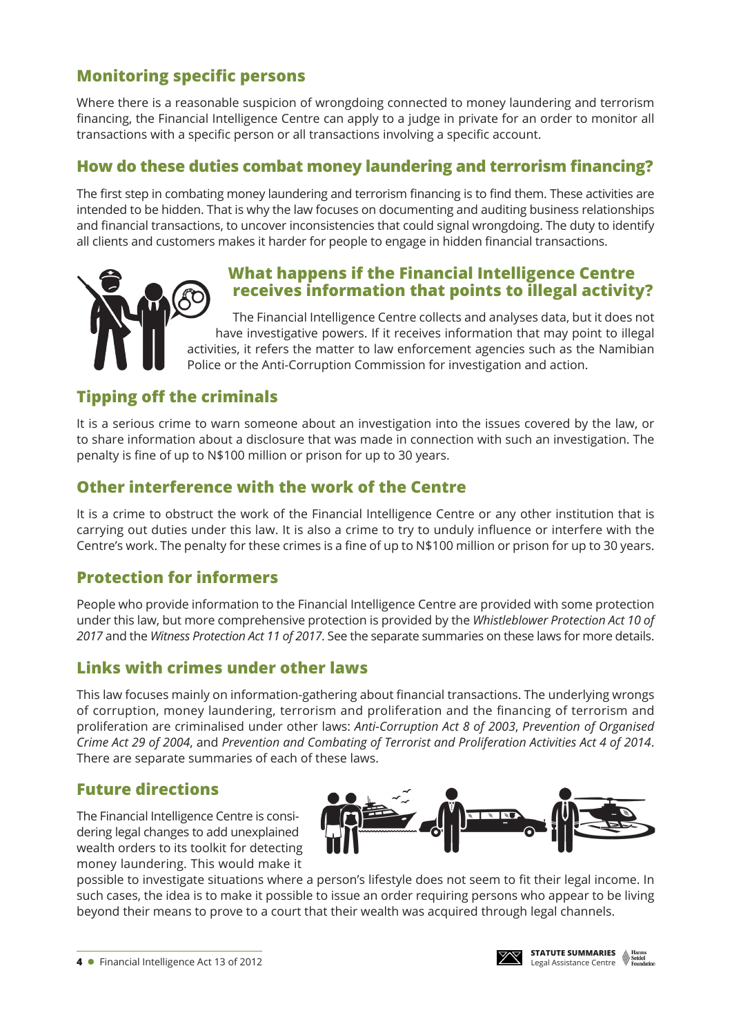## Monitoring specific persons

Where there is a reasonable suspicion of wrongdoing connected to money laundering and terrorism financing, the Financial Intelligence Centre can apply to a judge in private for an order to monitor all transactions with a specific person or all transactions involving a specific account.

## How do these duties combat money laundering and terrorism financing?

The first step in combating money laundering and terrorism financing is to find them. These activities are intended to be hidden. That is why the law focuses on documenting and auditing business relationships and financial transactions, to uncover inconsistencies that could signal wrongdoing. The duty to identify all clients and customers makes it harder for people to engage in hidden financial transactions.

## What happens if the Financial Intelligence Centre receives information that points to illegal activity?

The Financial Intelligence Centre collects and analyses data, but it does not have investigative powers. If it receives information that may point to illegal activities, it refers the matter to law enforcement agencies such as the Namibian Police or the Anti-Corruption Commission for investigation and action.

## Tipping off the criminals

It is a serious crime to warn someone about an investigation into the issues covered by the law, or to share information about a disclosure that was made in connection with such an investigation. The penalty is fine of up to N$100 million or prison for up to 30 years.

## Other interference with the work of the Centre

It is a crime to obstruct the work of the Financial Intelligence Centre or any other institution that is carrying out duties under this law. It is also a crime to try to unduly influence or interfere with the Centre's work. The penalty for these crimes is a fine of up to N$100 million or prison for up to 30 years.

## Protection for informers

People who provide information to the Financial Intelligence Centre are provided with some protection under this law, but more comprehensive protection is provided by the *Whistleblower Protection Act 10 of 2017* and the *Witness Protection Act 11 of 2017*. See the separate summaries on these laws for more details.

## Links with crimes under other laws

This law focuses mainly on information-gathering about financial transactions. The underlying wrongs of corruption, money laundering, terrorism and proliferation and the financing of terrorism and proliferation are criminalised under other laws: *Anti-Corruption Act 8 of 2003*, *Prevention of Organised Crime Act 29 of 2004*, and *Prevention and Combating of Terrorist and Proliferation Activities Act 4 of 2014*. There are separate summaries of each of these laws.

## Future directions

The Financial Intelligence Centre is considering legal changes to add unexplained wealth orders to its toolkit for detecting money laundering. This would make it possible to investigate situations where a person's lifestyle does not seem to fit their legal income. In such cases, the idea is to make it possible to issue an order requiring persons who appear to be living beyond their means to prove to a court that their wealth was acquired through legal channels.